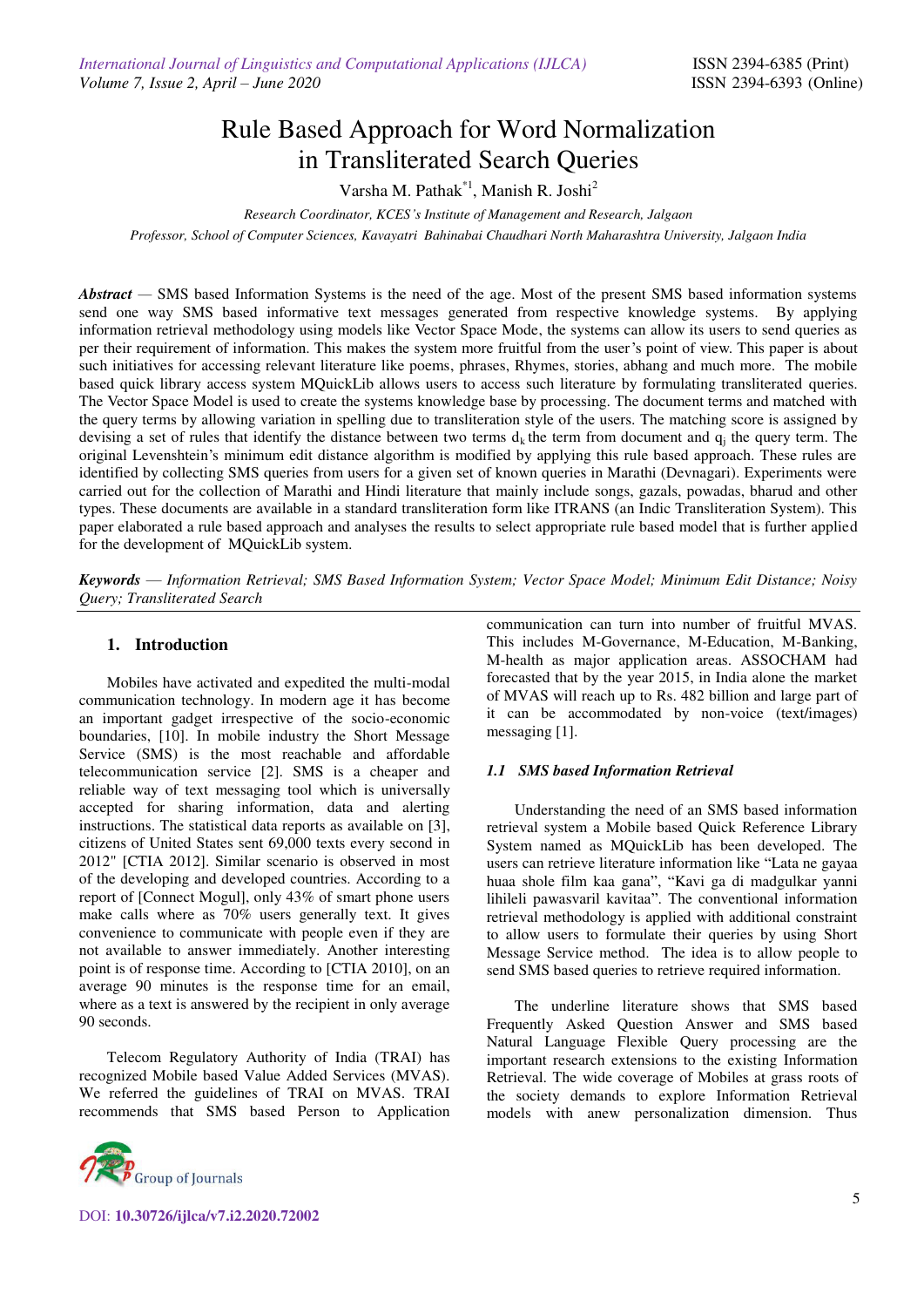# Rule Based Approach for Word Normalization in Transliterated Search Queries

Varsha M. Pathak[*1], Manish R. Joshi[2]

*Research Coordinator, KCES's Institute of Management and Research, Jalgaon*

*Professor, School of Computer Sciences, Kavayatri Bahinabai Chaudhari North Maharashtra University, Jalgaon India*

***Abstract*** — SMS based Information Systems is the need of the age. Most of the present SMS based information systems send one way SMS based informative text messages generated from respective knowledge systems. By applying information retrieval methodology using models like Vector Space Mode, the systems can allow its users to send queries as per their requirement of information. This makes the system more fruitful from the user's point of view. This paper is about such initiatives for accessing relevant literature like poems, phrases, Rhymes, stories, abhang and much more. The mobile based quick library access system MQuickLib allows users to access such literature by formulating transliterated queries. The Vector Space Model is used to create the systems knowledge base by processing. The document terms and matched with the query terms by allowing variation in spelling due to transliteration style of the users. The matching score is assigned by devising a set of rules that identify the distance between two terms $d_k$ the term from document and $q_j$ the query term. The original Levenshtein's minimum edit distance algorithm is modified by applying this rule based approach. These rules are identified by collecting SMS queries from users for a given set of known queries in Marathi (Devnagari). Experiments were carried out for the collection of Marathi and Hindi literature that mainly include songs, gazals, powadas, bharud and other types. These documents are available in a standard transliteration form like ITRANS (an Indic Transliteration System). This paper elaborated a rule based approach and analyses the results to select appropriate rule based model that is further applied for the development of MQuickLib system.

***Keywords*** — *Information Retrieval; SMS Based Information System; Vector Space Model; Minimum Edit Distance; Noisy Query; Transliterated Search*

## 1. Introduction

Mobiles have activated and expedited the multi-modal communication technology. In modern age it has become an important gadget irrespective of the socio-economic boundaries, [10]. In mobile industry the Short Message Service (SMS) is the most reachable and affordable telecommunication service [2]. SMS is a cheaper and reliable way of text messaging tool which is universally accepted for sharing information, data and alerting instructions. The statistical data reports as available on [3], citizens of United States sent 69,000 texts every second in 2012" [CTIA 2012]. Similar scenario is observed in most of the developing and developed countries. According to a report of [Connect Mogul], only 43% of smart phone users make calls where as 70% users generally text. It gives convenience to communicate with people even if they are not available to answer immediately. Another interesting point is of response time. According to [CTIA 2010], on an average 90 minutes is the response time for an email, where as a text is answered by the recipient in only average 90 seconds.

Telecom Regulatory Authority of India (TRAI) has recognized Mobile based Value Added Services (MVAS). We referred the guidelines of TRAI on MVAS. TRAI recommends that SMS based Person to Application communication can turn into number of fruitful MVAS. This includes M-Governance, M-Education, M-Banking, M-health as major application areas. ASSOCHAM had forecasted that by the year 2015, in India alone the market of MVAS will reach up to Rs. 482 billion and large part of it can be accommodated by non-voice (text/images) messaging [1].

### *1.1 SMS based Information Retrieval*

Understanding the need of an SMS based information retrieval system a Mobile based Quick Reference Library System named as MQuickLib has been developed. The users can retrieve literature information like "Lata ne gayaa huaa shole film kaa gana", "Kavi ga di madgulkar yanni lihileli pawasvaril kavitaa". The conventional information retrieval methodology is applied with additional constraint to allow users to formulate their queries by using Short Message Service method. The idea is to allow people to send SMS based queries to retrieve required information.

The underline literature shows that SMS based Frequently Asked Question Answer and SMS based Natural Language Flexible Query processing are the important research extensions to the existing Information Retrieval. The wide coverage of Mobiles at grass roots of the society demands to explore Information Retrieval models with anew personalization dimension. Thus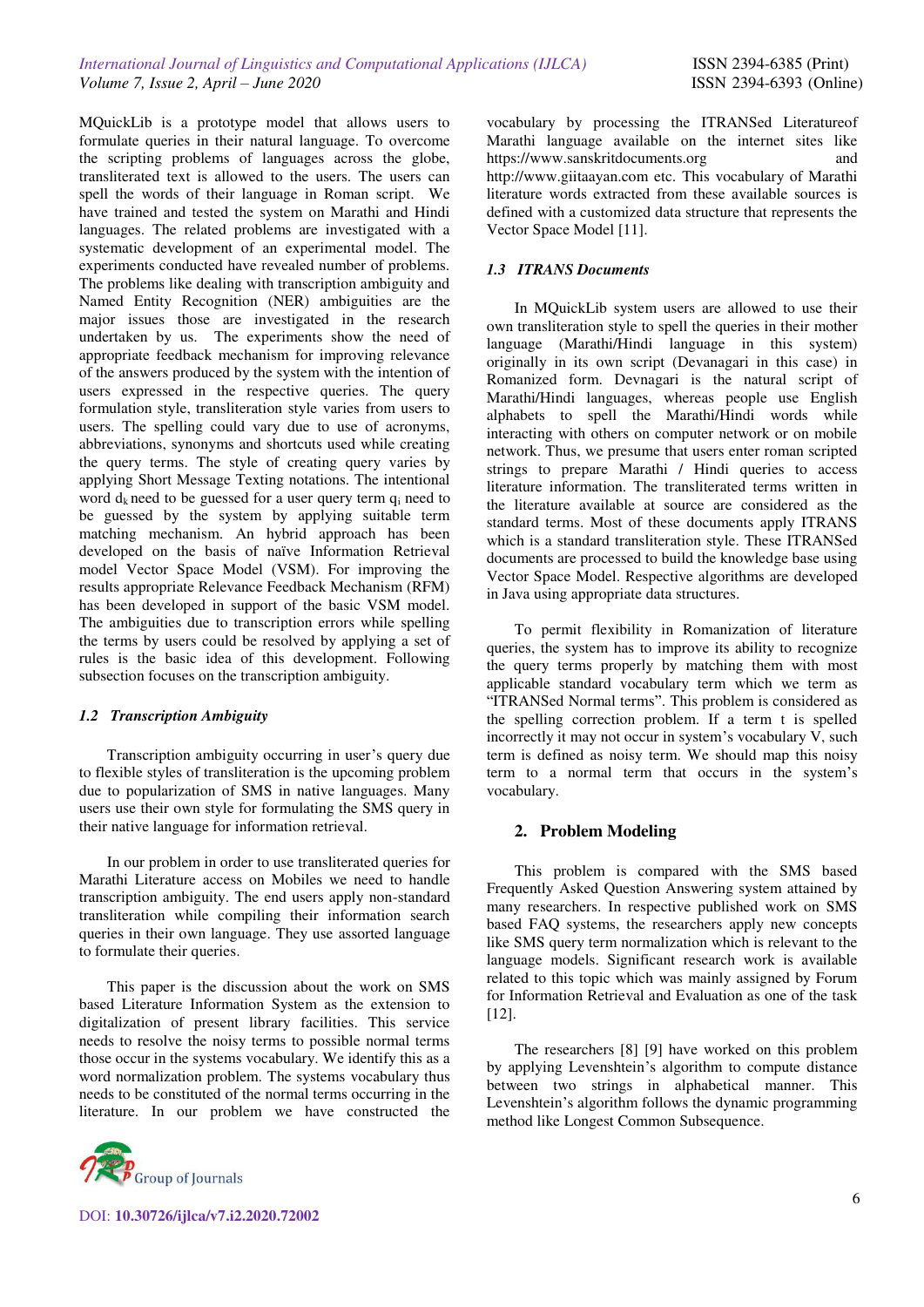MQuickLib is a prototype model that allows users to formulate queries in their natural language. To overcome the scripting problems of languages across the globe, transliterated text is allowed to the users. The users can spell the words of their language in Roman script. We have trained and tested the system on Marathi and Hindi languages. The related problems are investigated with a systematic development of an experimental model. The experiments conducted have revealed number of problems. The problems like dealing with transcription ambiguity and Named Entity Recognition (NER) ambiguities are the major issues those are investigated in the research undertaken by us. The experiments show the need of appropriate feedback mechanism for improving relevance of the answers produced by the system with the intention of users expressed in the respective queries. The query formulation style, transliteration style varies from users to users. The spelling could vary due to use of acronyms, abbreviations, synonyms and shortcuts used while creating the query terms. The style of creating query varies by applying Short Message Texting notations. The intentional word $d_k$ need to be guessed for a user query term $q_i$ need to be guessed by the system by applying suitable term matching mechanism. An hybrid approach has been developed on the basis of naïve Information Retrieval model Vector Space Model (VSM). For improving the results appropriate Relevance Feedback Mechanism (RFM) has been developed in support of the basic VSM model. The ambiguities due to transcription errors while spelling the terms by users could be resolved by applying a set of rules is the basic idea of this development. Following subsection focuses on the transcription ambiguity.

### 1.2 Transcription Ambiguity

Transcription ambiguity occurring in user's query due to flexible styles of transliteration is the upcoming problem due to popularization of SMS in native languages. Many users use their own style for formulating the SMS query in their native language for information retrieval.

In our problem in order to use transliterated queries for Marathi Literature access on Mobiles we need to handle transcription ambiguity. The end users apply non-standard transliteration while compiling their information search queries in their own language. They use assorted language to formulate their queries.

This paper is the discussion about the work on SMS based Literature Information System as the extension to digitalization of present library facilities. This service needs to resolve the noisy terms to possible normal terms those occur in the systems vocabulary. We identify this as a word normalization problem. The systems vocabulary thus needs to be constituted of the normal terms occurring in the literature. In our problem we have constructed the vocabulary by processing the ITRANSed Literatureof Marathi language available on the internet sites like https://www.sanskritdocuments.org and http://www.giitaayan.com etc. This vocabulary of Marathi literature words extracted from these available sources is defined with a customized data structure that represents the Vector Space Model [11].

### 1.3 ITRANS Documents

In MQuickLib system users are allowed to use their own transliteration style to spell the queries in their mother language (Marathi/Hindi language in this system) originally in its own script (Devanagari in this case) in Romanized form. Devnagari is the natural script of Marathi/Hindi languages, whereas people use English alphabets to spell the Marathi/Hindi words while interacting with others on computer network or on mobile network. Thus, we presume that users enter roman scripted strings to prepare Marathi / Hindi queries to access literature information. The transliterated terms written in the literature available at source are considered as the standard terms. Most of these documents apply ITRANS which is a standard transliteration style. These ITRANSed documents are processed to build the knowledge base using Vector Space Model. Respective algorithms are developed in Java using appropriate data structures.

To permit flexibility in Romanization of literature queries, the system has to improve its ability to recognize the query terms properly by matching them with most applicable standard vocabulary term which we term as "ITRANSed Normal terms". This problem is considered as the spelling correction problem. If a term t is spelled incorrectly it may not occur in system's vocabulary V, such term is defined as noisy term. We should map this noisy term to a normal term that occurs in the system's vocabulary.

## 2. Problem Modeling

This problem is compared with the SMS based Frequently Asked Question Answering system attained by many researchers. In respective published work on SMS based FAQ systems, the researchers apply new concepts like SMS query term normalization which is relevant to the language models. Significant research work is available related to this topic which was mainly assigned by Forum for Information Retrieval and Evaluation as one of the task [12].

The researchers [8] [9] have worked on this problem by applying Levenshtein's algorithm to compute distance between two strings in alphabetical manner. This Levenshtein's algorithm follows the dynamic programming method like Longest Common Subsequence.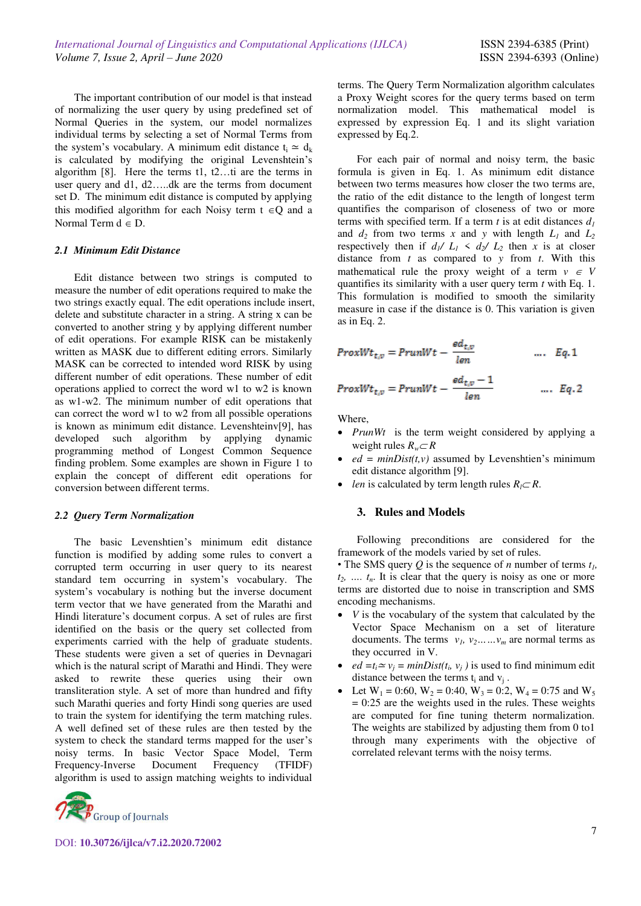The important contribution of our model is that instead of normalizing the user query by using predefined set of Normal Queries in the system, our model normalizes individual terms by selecting a set of Normal Terms from the system's vocabulary. A minimum edit distance $t_i \simeq d_k$ is calculated by modifying the original Levenshtein's algorithm [8]. Here the terms t1, t2…ti are the terms in user query and d1, d2…..dk are the terms from document set D. The minimum edit distance is computed by applying this modified algorithm for each Noisy term $t \in Q$ and a Normal Term $d \in D$.

### 2.1 Minimum Edit Distance

Edit distance between two strings is computed to measure the number of edit operations required to make the two strings exactly equal. The edit operations include insert, delete and substitute character in a string. A string x can be converted to another string y by applying different number of edit operations. For example RISK can be mistakenly written as MASK due to different editing errors. Similarly MASK can be corrected to intended word RISK by using different number of edit operations. These number of edit operations applied to correct the word w1 to w2 is known as w1-w2. The minimum number of edit operations that can correct the word w1 to w2 from all possible operations is known as minimum edit distance. Levenshteinv[9], has developed such algorithm by applying dynamic programming method of Longest Common Sequence finding problem. Some examples are shown in Figure 1 to explain the concept of different edit operations for conversion between different terms.

### 2.2 Query Term Normalization

The basic Levenshtien's minimum edit distance function is modified by adding some rules to convert a corrupted term occurring in user query to its nearest standard tem occurring in system's vocabulary. The system's vocabulary is nothing but the inverse document term vector that we have generated from the Marathi and Hindi literature's document corpus. A set of rules are first identified on the basis or the query set collected from experiments carried with the help of graduate students. These students were given a set of queries in Devnagari which is the natural script of Marathi and Hindi. They were asked to rewrite these queries using their own transliteration style. A set of more than hundred and fifty such Marathi queries and forty Hindi song queries are used to train the system for identifying the term matching rules. A well defined set of these rules are then tested by the system to check the standard terms mapped for the user's noisy terms. In basic Vector Space Model, Term Frequency-Inverse Document Frequency (TFIDF) algorithm is used to assign matching weights to individual terms. The Query Term Normalization algorithm calculates a Proxy Weight scores for the query terms based on term normalization model. This mathematical model is expressed by expression Eq. 1 and its slight variation expressed by Eq.2.

For each pair of normal and noisy term, the basic formula is given in Eq. 1. As minimum edit distance between two terms measures how closer the two terms are, the ratio of the edit distance to the length of longest term quantifies the comparison of closeness of two or more terms with specified term. If a term $t$ is at edit distances $d_1$ and $d_2$ from two terms $x$ and $y$ with length $L_1$ and $L_2$ respectively then if $d_1/L_1 < d_2/L_2$ then $x$ is at closer distance from $t$ as compared to $y$ from $t$. With this mathematical rule the proxy weight of a term $v \in V$ quantifies its similarity with a user query term $t$ with Eq. 1. This formulation is modified to smooth the similarity measure in case if the distance is 0. This variation is given as in Eq. 2.

$$ProxWt_{t,v} = PrunWt - \frac{ed_{t,v}}{len} \quad \text{.... } Eq.1$$

$$ProxWt_{t,v} = PrunWt - \frac{ed_{t,v} - 1}{len} \quad \text{.... } Eq.2$$

Where,

- *PrunWt* is the term weight considered by applying a weight rules $R_w \subset R$
- $ed = minDist(t,v)$ assumed by Levenshtien's minimum edit distance algorithm [9].
- *len* is calculated by term length rules $R_l \subset R$.

## 3. Rules and Models

Following preconditions are considered for the framework of the models varied by set of rules.

• The SMS query $Q$ is the sequence of $n$ number of terms $t_1, t_2, \ldots t_n$. It is clear that the query is noisy as one or more terms are distorted due to noise in transcription and SMS encoding mechanisms.

- $V$ is the vocabulary of the system that calculated by the Vector Space Mechanism on a set of literature documents. The terms $v_1, v_2 \ldots \ldots v_m$ are normal terms as they occurred in V.
- $ed = t_i \simeq v_j = minDist(t_i, v_j)$ is used to find minimum edit distance between the terms $t_i$ and $v_j$.
- Let $W_1 = 0{:}60$, $W_2 = 0{:}40$, $W_3 = 0{:}2$, $W_4 = 0{:}75$ and $W_5 = 0{:}25$ are the weights used in the rules. These weights are computed for fine tuning theterm normalization. The weights are stabilized by adjusting them from 0 to1 through many experiments with the objective of correlated relevant terms with the noisy terms.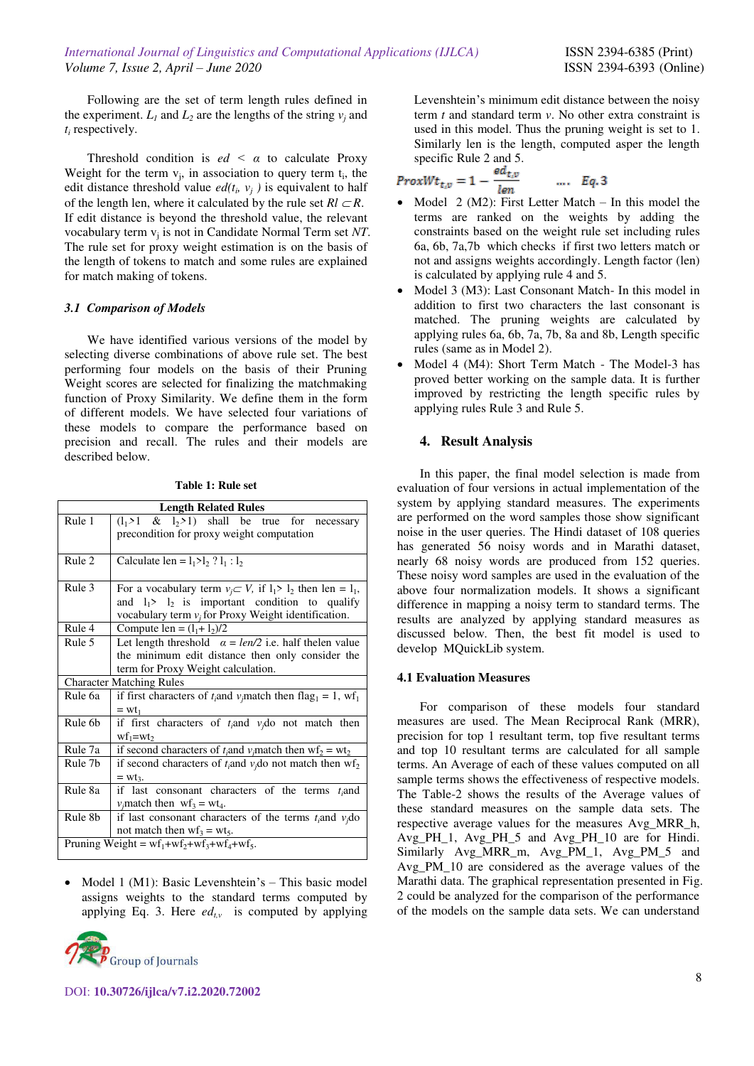Following are the set of term length rules defined in the experiment. $L_1$ and $L_2$ are the lengths of the string $v_j$ and $t_i$ respectively.

Threshold condition is $ed < \alpha$ to calculate Proxy Weight for the term $v_j$, in association to query term $t_i$, the edit distance threshold value $ed(t_i, v_j)$ is equivalent to half of the length len, where it calculated by the rule set $Rl \subset R$. If edit distance is beyond the threshold value, the relevant vocabulary term $v_j$ is not in Candidate Normal Term set *NT*. The rule set for proxy weight estimation is on the basis of the length of tokens to match and some rules are explained for match making of tokens.

### *3.1 Comparison of Models*

We have identified various versions of the model by selecting diverse combinations of above rule set. The best performing four models on the basis of their Pruning Weight scores are selected for finalizing the matchmaking function of Proxy Similarity. We define them in the form of different models. We have selected four variations of these models to compare the performance based on precision and recall. The rules and their models are described below.

**Table 1: Rule set**

| Length Related Rules | |
|---|---|
| Rule 1 | $(l_1>1$ & $l_2>1)$ shall be true for necessary precondition for proxy weight computation |
| Rule 2 | Calculate len = $l_1>l_2$ ? $l_1$ : $l_2$ |
| Rule 3 | For a vocabulary term $v_j \subset V$, if $l_1> l_2$ then len = $l_1$, and $l_1> l_2$ is important condition to qualify vocabulary term $v_j$ for Proxy Weight identification. |
| Rule 4 | Compute len = $(l_1+ l_2)/2$ |
| Rule 5 | Let length threshold $\alpha = len/2$ i.e. half thelen value the minimum edit distance then only consider the term for Proxy Weight calculation. |
| Character Matching Rules | |
| Rule 6a | if first characters of $t_i$and $v_j$match then flag$_1$ = 1, wf$_1$ = wt$_1$ |
| Rule 6b | if first characters of $t_i$and $v_j$do not match then wf$_1$=wt$_2$ |
| Rule 7a | if second characters of $t_i$and $v_j$match then wf$_2$ = wt$_2$ |
| Rule 7b | if second characters of $t_i$and $v_j$do not match then wf$_2$ = wt$_3$. |
| Rule 8a | if last consonant characters of the terms $t_i$and $v_j$match then wf$_3$ = wt$_4$. |
| Rule 8b | if last consonant characters of the terms $t_i$and $v_j$do not match then wf$_3$ = wt$_5$. |
| Pruning Weight = wf$_1$+wf$_2$+wf$_3$+wf$_4$+wf$_5$. | |

- Model 1 (M1): Basic Levenshtein's – This basic model assigns weights to the standard terms computed by applying Eq. 3. Here $ed_{t,v}$ is computed by applying Levenshtein's minimum edit distance between the noisy term $t$ and standard term $v$. No other extra constraint is used in this model. Thus the pruning weight is set to 1. Similarly len is the length, computed asper the length specific Rule 2 and 5.

$$ProxWt_{t,v} = 1 - \frac{ed_{t,v}}{len} \quad \text{.... Eq. 3}$$

- Model 2 (M2): First Letter Match – In this model the terms are ranked on the weights by adding the constraints based on the weight rule set including rules 6a, 6b, 7a,7b which checks if first two letters match or not and assigns weights accordingly. Length factor (len) is calculated by applying rule 4 and 5.
- Model 3 (M3): Last Consonant Match- In this model in addition to first two characters the last consonant is matched. The pruning weights are calculated by applying rules 6a, 6b, 7a, 7b, 8a and 8b, Length specific rules (same as in Model 2).
- Model 4 (M4): Short Term Match - The Model-3 has proved better working on the sample data. It is further improved by restricting the length specific rules by applying rules Rule 3 and Rule 5.

## 4. Result Analysis

In this paper, the final model selection is made from evaluation of four versions in actual implementation of the system by applying standard measures. The experiments are performed on the word samples those show significant noise in the user queries. The Hindi dataset of 108 queries has generated 56 noisy words and in Marathi dataset, nearly 68 noisy words are produced from 152 queries. These noisy word samples are used in the evaluation of the above four normalization models. It shows a significant difference in mapping a noisy term to standard terms. The results are analyzed by applying standard measures as discussed below. Then, the best fit model is used to develop MQuickLib system.

### 4.1 Evaluation Measures

For comparison of these models four standard measures are used. The Mean Reciprocal Rank (MRR), precision for top 1 resultant term, top five resultant terms and top 10 resultant terms are calculated for all sample terms. An Average of each of these values computed on all sample terms shows the effectiveness of respective models. The Table-2 shows the results of the Average values of these standard measures on the sample data sets. The respective average values for the measures Avg_MRR_h, Avg_PH_1, Avg_PH_5 and Avg_PH_10 are for Hindi. Similarly Avg_MRR_m, Avg_PM_1, Avg_PM_5 and Avg_PM_10 are considered as the average values of the Marathi data. The graphical representation presented in Fig. 2 could be analyzed for the comparison of the performance of the models on the sample data sets. We can understand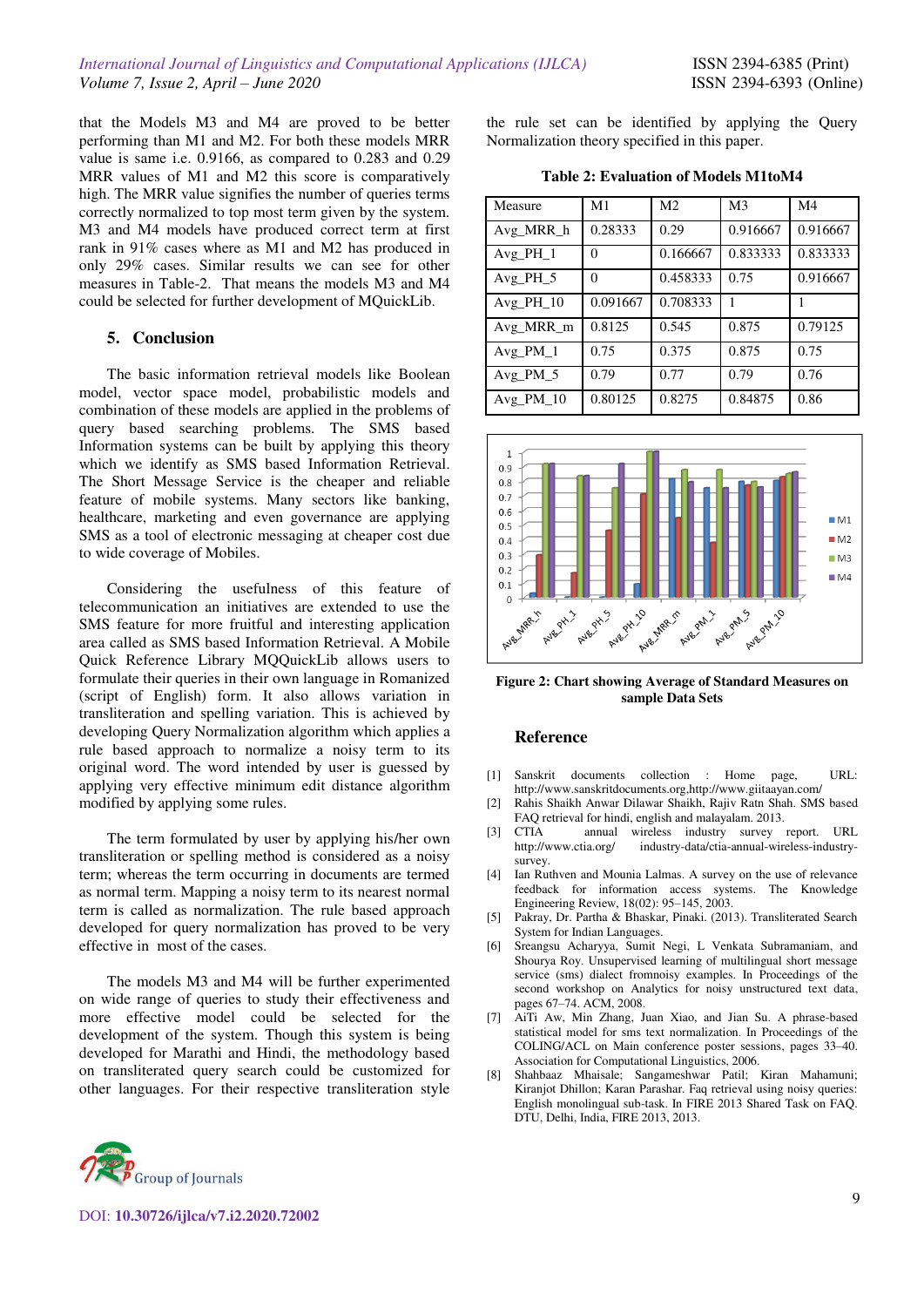that the Models M3 and M4 are proved to be better performing than M1 and M2. For both these models MRR value is same i.e. 0.9166, as compared to 0.283 and 0.29 MRR values of M1 and M2 this score is comparatively high. The MRR value signifies the number of queries terms correctly normalized to top most term given by the system. M3 and M4 models have produced correct term at first rank in 91% cases where as M1 and M2 has produced in only 29% cases. Similar results we can see for other measures in Table-2. That means the models M3 and M4 could be selected for further development of MQuickLib.

## 5. Conclusion

The basic information retrieval models like Boolean model, vector space model, probabilistic models and combination of these models are applied in the problems of query based searching problems. The SMS based Information systems can be built by applying this theory which we identify as SMS based Information Retrieval. The Short Message Service is the cheaper and reliable feature of mobile systems. Many sectors like banking, healthcare, marketing and even governance are applying SMS as a tool of electronic messaging at cheaper cost due to wide coverage of Mobiles.

Considering the usefulness of this feature of telecommunication an initiatives are extended to use the SMS feature for more fruitful and interesting application area called as SMS based Information Retrieval. A Mobile Quick Reference Library MQQuickLib allows users to formulate their queries in their own language in Romanized (script of English) form. It also allows variation in transliteration and spelling variation. This is achieved by developing Query Normalization algorithm which applies a rule based approach to normalize a noisy term to its original word. The word intended by user is guessed by applying very effective minimum edit distance algorithm modified by applying some rules.

The term formulated by user by applying his/her own transliteration or spelling method is considered as a noisy term; whereas the term occurring in documents are termed as normal term. Mapping a noisy term to its nearest normal term is called as normalization. The rule based approach developed for query normalization has proved to be very effective in most of the cases.

The models M3 and M4 will be further experimented on wide range of queries to study their effectiveness and more effective model could be selected for the development of the system. Though this system is being developed for Marathi and Hindi, the methodology based on transliterated query search could be customized for other languages. For their respective transliteration style the rule set can be identified by applying the Query Normalization theory specified in this paper.

**Table 2: Evaluation of Models M1toM4**

| Measure | M1 | M2 | M3 | M4 |
|---|---|---|---|---|
| Avg_MRR_h | 0.28333 | 0.29 | 0.916667 | 0.916667 |
| Avg_PH_1 | 0 | 0.166667 | 0.833333 | 0.833333 |
| Avg_PH_5 | 0 | 0.458333 | 0.75 | 0.916667 |
| Avg_PH_10 | 0.091667 | 0.708333 | 1 | 1 |
| Avg_MRR_m | 0.8125 | 0.545 | 0.875 | 0.79125 |
| Avg_PM_1 | 0.75 | 0.375 | 0.875 | 0.75 |
| Avg_PM_5 | 0.79 | 0.77 | 0.79 | 0.76 |
| Avg_PM_10 | 0.80125 | 0.8275 | 0.84875 | 0.86 |

**Figure 2: Chart showing Average of Standard Measures on sample Data Sets**

## Reference

[1] Sanskrit documents collection : Home page, URL: http://www.sanskritdocuments.org,http://www.giitaayan.com/

[2] Rahis Shaikh Anwar Dilawar Shaikh, Rajiv Ratn Shah. SMS based FAQ retrieval for hindi, english and malayalam. 2013.

[3] CTIA annual wireless industry survey report. URL http://www.ctia.org/ industry-data/ctia-annual-wireless-industry-survey.

[4] Ian Ruthven and Mounia Lalmas. A survey on the use of relevance feedback for information access systems. The Knowledge Engineering Review, 18(02): 95–145, 2003.

[5] Pakray, Dr. Partha & Bhaskar, Pinaki. (2013). Transliterated Search System for Indian Languages.

[6] Sreangsu Acharyya, Sumit Negi, L Venkata Subramaniam, and Shourya Roy. Unsupervised learning of multilingual short message service (sms) dialect fromnoisy examples. In Proceedings of the second workshop on Analytics for noisy unstructured text data, pages 67–74. ACM, 2008.

[7] AiTi Aw, Min Zhang, Juan Xiao, and Jian Su. A phrase-based statistical model for sms text normalization. In Proceedings of the COLING/ACL on Main conference poster sessions, pages 33–40. Association for Computational Linguistics, 2006.

[8] Shahbaaz Mhaisale; Sangameshwar Patil; Kiran Mahamuni; Kiranjot Dhillon; Karan Parashar. Faq retrieval using noisy queries: English monolingual sub-task. In FIRE 2013 Shared Task on FAQ. DTU, Delhi, India, FIRE 2013, 2013.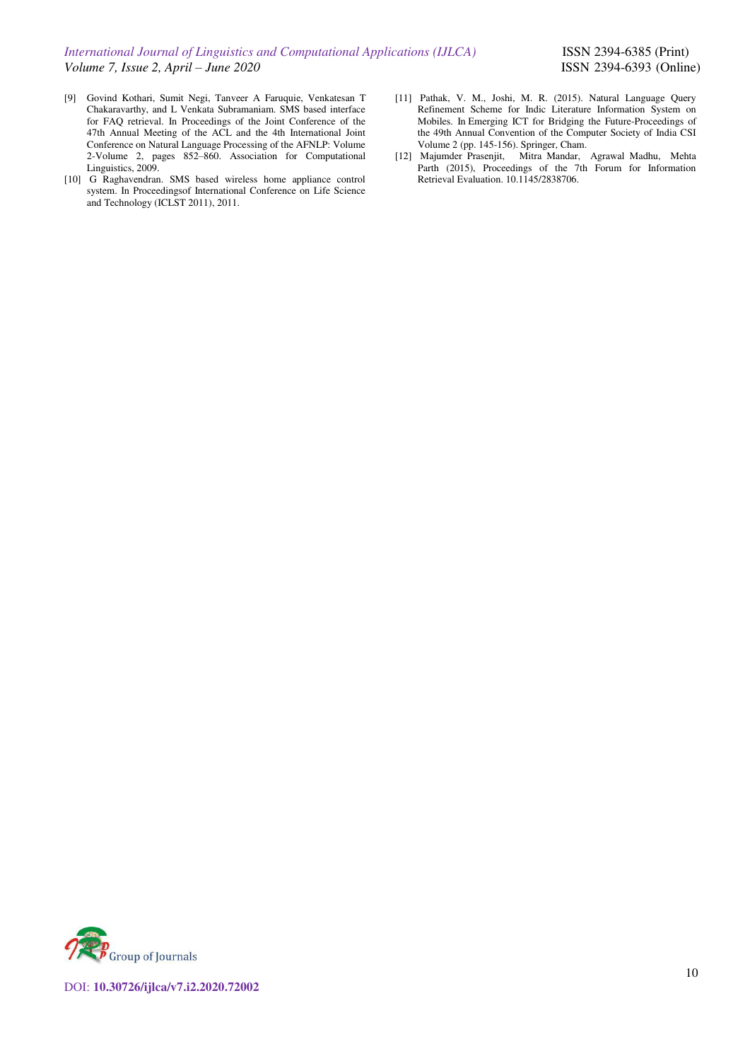[9] Govind Kothari, Sumit Negi, Tanveer A Faruquie, Venkatesan T Chakaravarthy, and L Venkata Subramaniam. SMS based interface for FAQ retrieval. In Proceedings of the Joint Conference of the 47th Annual Meeting of the ACL and the 4th International Joint Conference on Natural Language Processing of the AFNLP: Volume 2-Volume 2, pages 852–860. Association for Computational Linguistics, 2009.

[10] G Raghavendran. SMS based wireless home appliance control system. In Proceedingsof International Conference on Life Science and Technology (ICLST 2011), 2011.

[11] Pathak, V. M., Joshi, M. R. (2015). Natural Language Query Refinement Scheme for Indic Literature Information System on Mobiles. In Emerging ICT for Bridging the Future-Proceedings of the 49th Annual Convention of the Computer Society of India CSI Volume 2 (pp. 145-156). Springer, Cham.

[12] Majumder Prasenjit, Mitra Mandar, Agrawal Madhu, Mehta Parth (2015), Proceedings of the 7th Forum for Information Retrieval Evaluation. 10.1145/2838706.